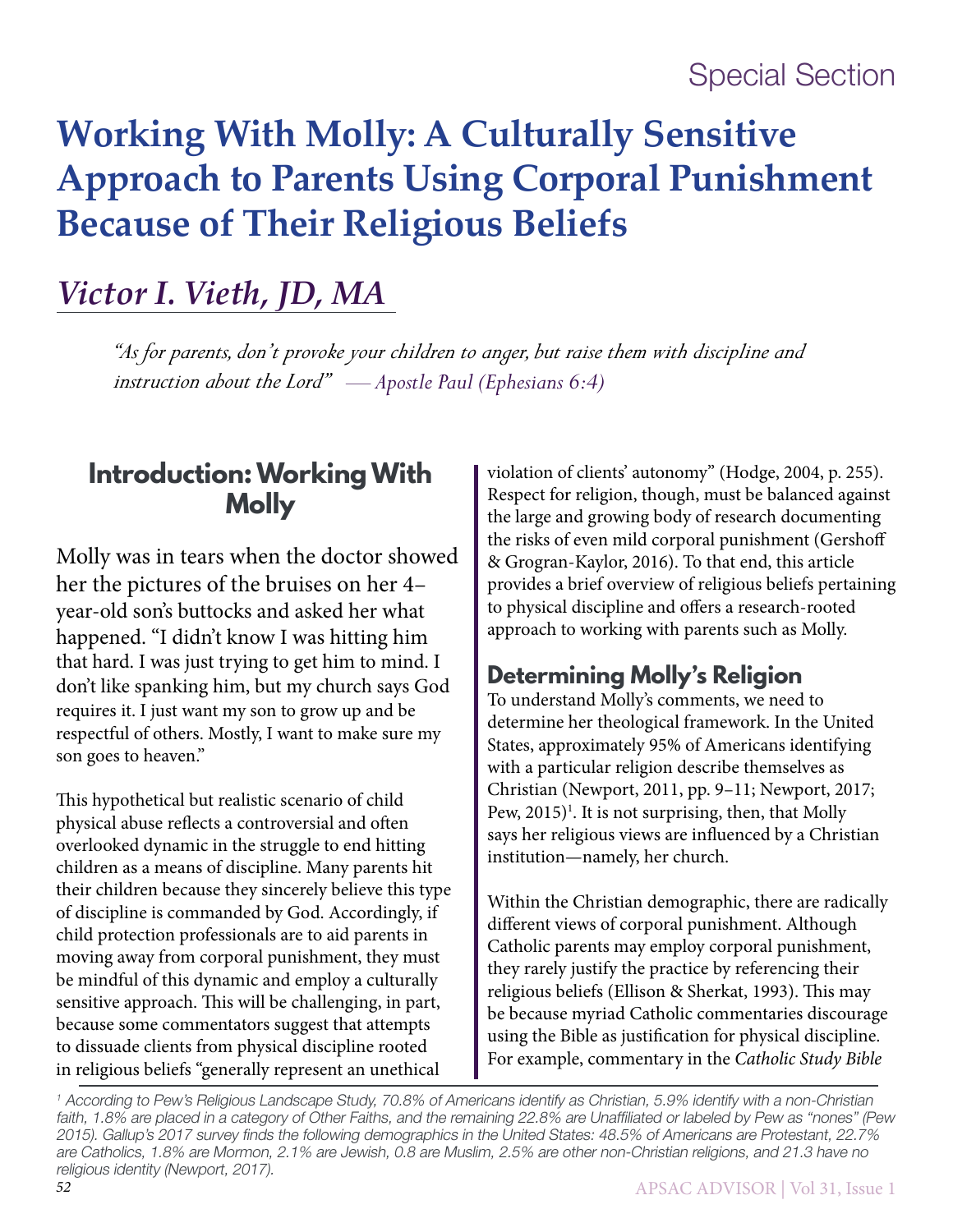Special Section

# Working With Molly: A Culturally Sensitive Approach to Parents Using Corporal Punishment Because of Their Religious Beliefs

## *Victor I. Vieth, JD, MA*

> *"As for parents, don't provoke your children to anger, but raise them with discipline and instruction about the Lord"* — *Apostle Paul (Ephesians 6:4)*

## Introduction: Working With Molly

Molly was in tears when the doctor showed her the pictures of the bruises on her 4–year-old son's buttocks and asked her what happened. "I didn't know I was hitting him that hard. I was just trying to get him to mind. I don't like spanking him, but my church says God requires it. I just want my son to grow up and be respectful of others. Mostly, I want to make sure my son goes to heaven."

This hypothetical but realistic scenario of child physical abuse reflects a controversial and often overlooked dynamic in the struggle to end hitting children as a means of discipline. Many parents hit their children because they sincerely believe this type of discipline is commanded by God. Accordingly, if child protection professionals are to aid parents in moving away from corporal punishment, they must be mindful of this dynamic and employ a culturally sensitive approach. This will be challenging, in part, because some commentators suggest that attempts to dissuade clients from physical discipline rooted in religious beliefs "generally represent an unethical violation of clients' autonomy" (Hodge, 2004, p. 255). Respect for religion, though, must be balanced against the large and growing body of research documenting the risks of even mild corporal punishment (Gershoff & Grogran-Kaylor, 2016). To that end, this article provides a brief overview of religious beliefs pertaining to physical discipline and offers a research-rooted approach to working with parents such as Molly.

### Determining Molly's Religion

To understand Molly's comments, we need to determine her theological framework. In the United States, approximately 95% of Americans identifying with a particular religion describe themselves as Christian (Newport, 2011, pp. 9–11; Newport, 2017; Pew, 2015)[1]. It is not surprising, then, that Molly says her religious views are influenced by a Christian institution—namely, her church.

Within the Christian demographic, there are radically different views of corporal punishment. Although Catholic parents may employ corporal punishment, they rarely justify the practice by referencing their religious beliefs (Ellison & Sherkat, 1993). This may be because myriad Catholic commentaries discourage using the Bible as justification for physical discipline. For example, commentary in the *Catholic Study Bible*

[1] *According to Pew's Religious Landscape Study, 70.8% of Americans identify as Christian, 5.9% identify with a non-Christian faith, 1.8% are placed in a category of Other Faiths, and the remaining 22.8% are Unaffiliated or labeled by Pew as "nones" (Pew 2015). Gallup's 2017 survey finds the following demographics in the United States: 48.5% of Americans are Protestant, 22.7% are Catholics, 1.8% are Mormon, 2.1% are Jewish, 0.8 are Muslim, 2.5% are other non-Christian religions, and 21.3 have no religious identity (Newport, 2017).*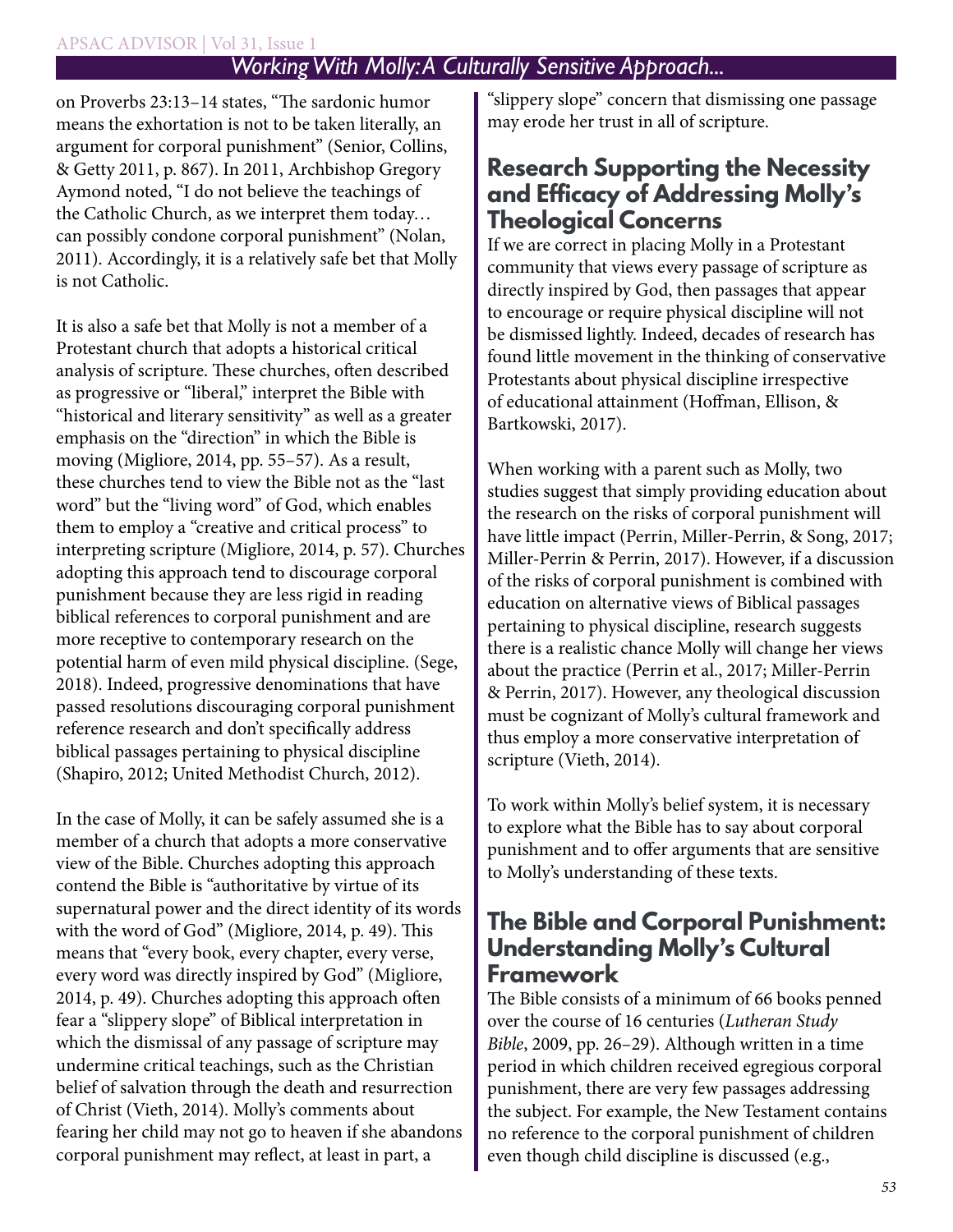on Proverbs 23:13–14 states, "The sardonic humor means the exhortation is not to be taken literally, an argument for corporal punishment" (Senior, Collins, & Getty 2011, p. 867). In 2011, Archbishop Gregory Aymond noted, "I do not believe the teachings of the Catholic Church, as we interpret them today… can possibly condone corporal punishment" (Nolan, 2011). Accordingly, it is a relatively safe bet that Molly is not Catholic.

It is also a safe bet that Molly is not a member of a Protestant church that adopts a historical critical analysis of scripture. These churches, often described as progressive or "liberal," interpret the Bible with "historical and literary sensitivity" as well as a greater emphasis on the "direction" in which the Bible is moving (Migliore, 2014, pp. 55–57). As a result, these churches tend to view the Bible not as the "last word" but the "living word" of God, which enables them to employ a "creative and critical process" to interpreting scripture (Migliore, 2014, p. 57). Churches adopting this approach tend to discourage corporal punishment because they are less rigid in reading biblical references to corporal punishment and are more receptive to contemporary research on the potential harm of even mild physical discipline. (Sege, 2018). Indeed, progressive denominations that have passed resolutions discouraging corporal punishment reference research and don't specifically address biblical passages pertaining to physical discipline (Shapiro, 2012; United Methodist Church, 2012).

In the case of Molly, it can be safely assumed she is a member of a church that adopts a more conservative view of the Bible. Churches adopting this approach contend the Bible is "authoritative by virtue of its supernatural power and the direct identity of its words with the word of God" (Migliore, 2014, p. 49). This means that "every book, every chapter, every verse, every word was directly inspired by God" (Migliore, 2014, p. 49). Churches adopting this approach often fear a "slippery slope" of Biblical interpretation in which the dismissal of any passage of scripture may undermine critical teachings, such as the Christian belief of salvation through the death and resurrection of Christ (Vieth, 2014). Molly's comments about fearing her child may not go to heaven if she abandons corporal punishment may reflect, at least in part, a "slippery slope" concern that dismissing one passage may erode her trust in all of scripture.

## Research Supporting the Necessity and Efficacy of Addressing Molly's Theological Concerns

If we are correct in placing Molly in a Protestant community that views every passage of scripture as directly inspired by God, then passages that appear to encourage or require physical discipline will not be dismissed lightly. Indeed, decades of research has found little movement in the thinking of conservative Protestants about physical discipline irrespective of educational attainment (Hoffman, Ellison, & Bartkowski, 2017).

When working with a parent such as Molly, two studies suggest that simply providing education about the research on the risks of corporal punishment will have little impact (Perrin, Miller-Perrin, & Song, 2017; Miller-Perrin & Perrin, 2017). However, if a discussion of the risks of corporal punishment is combined with education on alternative views of Biblical passages pertaining to physical discipline, research suggests there is a realistic chance Molly will change her views about the practice (Perrin et al., 2017; Miller-Perrin & Perrin, 2017). However, any theological discussion must be cognizant of Molly's cultural framework and thus employ a more conservative interpretation of scripture (Vieth, 2014).

To work within Molly's belief system, it is necessary to explore what the Bible has to say about corporal punishment and to offer arguments that are sensitive to Molly's understanding of these texts.

## The Bible and Corporal Punishment: Understanding Molly's Cultural Framework

The Bible consists of a minimum of 66 books penned over the course of 16 centuries (*Lutheran Study Bible*, 2009, pp. 26–29). Although written in a time period in which children received egregious corporal punishment, there are very few passages addressing the subject. For example, the New Testament contains no reference to the corporal punishment of children even though child discipline is discussed (e.g.,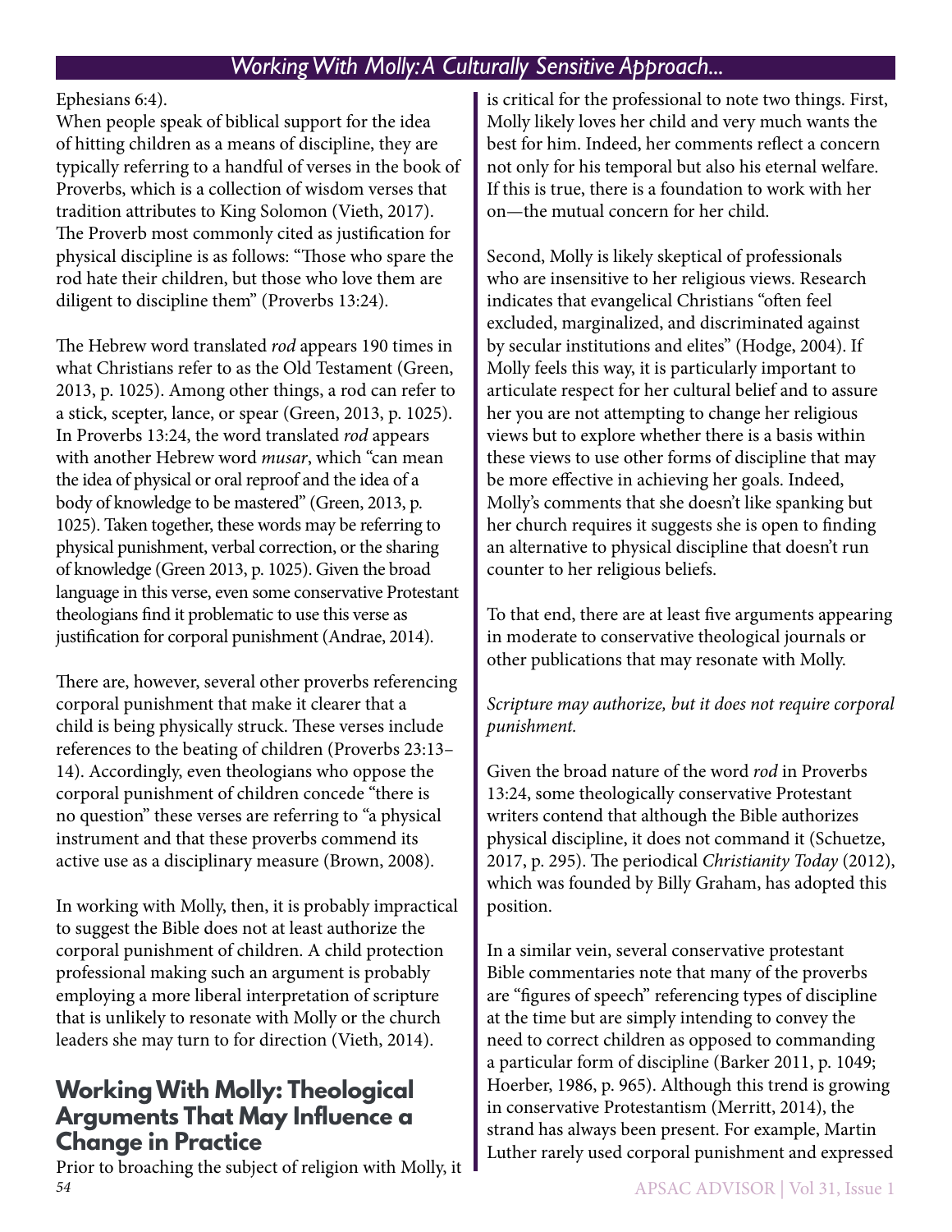Ephesians 6:4).

When people speak of biblical support for the idea of hitting children as a means of discipline, they are typically referring to a handful of verses in the book of Proverbs, which is a collection of wisdom verses that tradition attributes to King Solomon (Vieth, 2017). The Proverb most commonly cited as justification for physical discipline is as follows: "Those who spare the rod hate their children, but those who love them are diligent to discipline them" (Proverbs 13:24).

The Hebrew word translated *rod* appears 190 times in what Christians refer to as the Old Testament (Green, 2013, p. 1025). Among other things, a rod can refer to a stick, scepter, lance, or spear (Green, 2013, p. 1025). In Proverbs 13:24, the word translated *rod* appears with another Hebrew word *musar*, which "can mean the idea of physical or oral reproof and the idea of a body of knowledge to be mastered" (Green, 2013, p. 1025). Taken together, these words may be referring to physical punishment, verbal correction, or the sharing of knowledge (Green 2013, p. 1025). Given the broad language in this verse, even some conservative Protestant theologians find it problematic to use this verse as justification for corporal punishment (Andrae, 2014).

There are, however, several other proverbs referencing corporal punishment that make it clearer that a child is being physically struck. These verses include references to the beating of children (Proverbs 23:13–14). Accordingly, even theologians who oppose the corporal punishment of children concede "there is no question" these verses are referring to "a physical instrument and that these proverbs commend its active use as a disciplinary measure (Brown, 2008).

In working with Molly, then, it is probably impractical to suggest the Bible does not at least authorize the corporal punishment of children. A child protection professional making such an argument is probably employing a more liberal interpretation of scripture that is unlikely to resonate with Molly or the church leaders she may turn to for direction (Vieth, 2014).

## Working With Molly: Theological Arguments That May Influence a Change in Practice

Prior to broaching the subject of religion with Molly, it is critical for the professional to note two things. First, Molly likely loves her child and very much wants the best for him. Indeed, her comments reflect a concern not only for his temporal but also his eternal welfare. If this is true, there is a foundation to work with her on—the mutual concern for her child.

Second, Molly is likely skeptical of professionals who are insensitive to her religious views. Research indicates that evangelical Christians "often feel excluded, marginalized, and discriminated against by secular institutions and elites" (Hodge, 2004). If Molly feels this way, it is particularly important to articulate respect for her cultural belief and to assure her you are not attempting to change her religious views but to explore whether there is a basis within these views to use other forms of discipline that may be more effective in achieving her goals. Indeed, Molly's comments that she doesn't like spanking but her church requires it suggests she is open to finding an alternative to physical discipline that doesn't run counter to her religious beliefs.

To that end, there are at least five arguments appearing in moderate to conservative theological journals or other publications that may resonate with Molly.

*Scripture may authorize, but it does not require corporal punishment.*

Given the broad nature of the word *rod* in Proverbs 13:24, some theologically conservative Protestant writers contend that although the Bible authorizes physical discipline, it does not command it (Schuetze, 2017, p. 295). The periodical *Christianity Today* (2012), which was founded by Billy Graham, has adopted this position.

In a similar vein, several conservative protestant Bible commentaries note that many of the proverbs are "figures of speech" referencing types of discipline at the time but are simply intending to convey the need to correct children as opposed to commanding a particular form of discipline (Barker 2011, p. 1049; Hoerber, 1986, p. 965). Although this trend is growing in conservative Protestantism (Merritt, 2014), the strand has always been present. For example, Martin Luther rarely used corporal punishment and expressed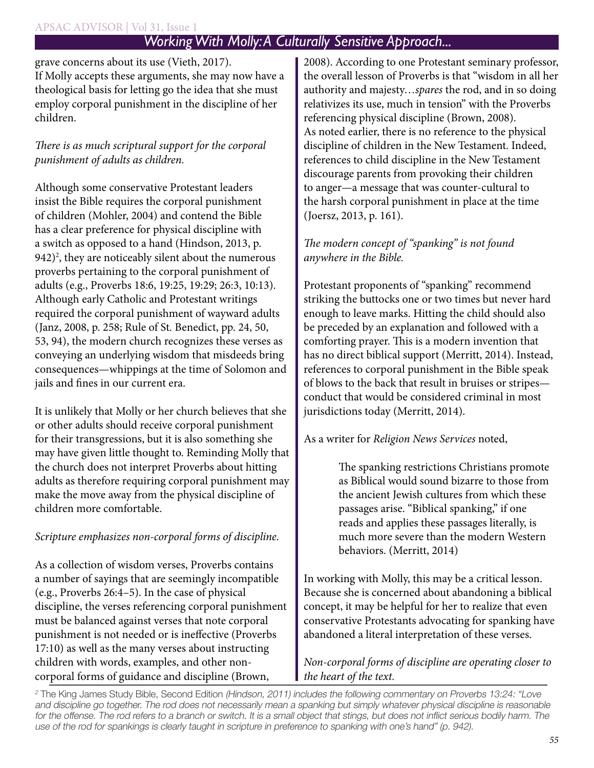grave concerns about its use (Vieth, 2017). If Molly accepts these arguments, she may now have a theological basis for letting go the idea that she must employ corporal punishment in the discipline of her children.

*There is as much scriptural support for the corporal punishment of adults as children.*

Although some conservative Protestant leaders insist the Bible requires the corporal punishment of children (Mohler, 2004) and contend the Bible has a clear preference for physical discipline with a switch as opposed to a hand (Hindson, 2013, p. 942)[2], they are noticeably silent about the numerous proverbs pertaining to the corporal punishment of adults (e.g., Proverbs 18:6, 19:25, 19:29; 26:3, 10:13). Although early Catholic and Protestant writings required the corporal punishment of wayward adults (Janz, 2008, p. 258; Rule of St. Benedict, pp. 24, 50, 53, 94), the modern church recognizes these verses as conveying an underlying wisdom that misdeeds bring consequences—whippings at the time of Solomon and jails and fines in our current era.

It is unlikely that Molly or her church believes that she or other adults should receive corporal punishment for their transgressions, but it is also something she may have given little thought to. Reminding Molly that the church does not interpret Proverbs about hitting adults as therefore requiring corporal punishment may make the move away from the physical discipline of children more comfortable.

*Scripture emphasizes non-corporal forms of discipline.*

As a collection of wisdom verses, Proverbs contains a number of sayings that are seemingly incompatible (e.g., Proverbs 26:4–5). In the case of physical discipline, the verses referencing corporal punishment must be balanced against verses that note corporal punishment is not needed or is ineffective (Proverbs 17:10) as well as the many verses about instructing children with words, examples, and other non-corporal forms of guidance and discipline (Brown, 2008). According to one Protestant seminary professor, the overall lesson of Proverbs is that "wisdom in all her authority and majesty…*spares* the rod, and in so doing relativizes its use, much in tension" with the Proverbs referencing physical discipline (Brown, 2008). As noted earlier, there is no reference to the physical discipline of children in the New Testament. Indeed, references to child discipline in the New Testament discourage parents from provoking their children to anger—a message that was counter-cultural to the harsh corporal punishment in place at the time (Joersz, 2013, p. 161).

*The modern concept of "spanking" is not found anywhere in the Bible.*

Protestant proponents of "spanking" recommend striking the buttocks one or two times but never hard enough to leave marks. Hitting the child should also be preceded by an explanation and followed with a comforting prayer. This is a modern invention that has no direct biblical support (Merritt, 2014). Instead, references to corporal punishment in the Bible speak of blows to the back that result in bruises or stripes—conduct that would be considered criminal in most jurisdictions today (Merritt, 2014).

As a writer for *Religion News Services* noted,

> The spanking restrictions Christians promote as Biblical would sound bizarre to those from the ancient Jewish cultures from which these passages arise. "Biblical spanking," if one reads and applies these passages literally, is much more severe than the modern Western behaviors. (Merritt, 2014)

In working with Molly, this may be a critical lesson. Because she is concerned about abandoning a biblical concept, it may be helpful for her to realize that even conservative Protestants advocating for spanking have abandoned a literal interpretation of these verses.

*Non-corporal forms of discipline are operating closer to the heart of the text.*

---

[2] The King James Study Bible, Second Edition *(Hindson, 2011) includes the following commentary on Proverbs 13:24: "Love and discipline go together. The rod does not necessarily mean a spanking but simply whatever physical discipline is reasonable for the offense. The rod refers to a branch or switch. It is a small object that stings, but does not inflict serious bodily harm. The use of the rod for spankings is clearly taught in scripture in preference to spanking with one's hand" (p. 942).*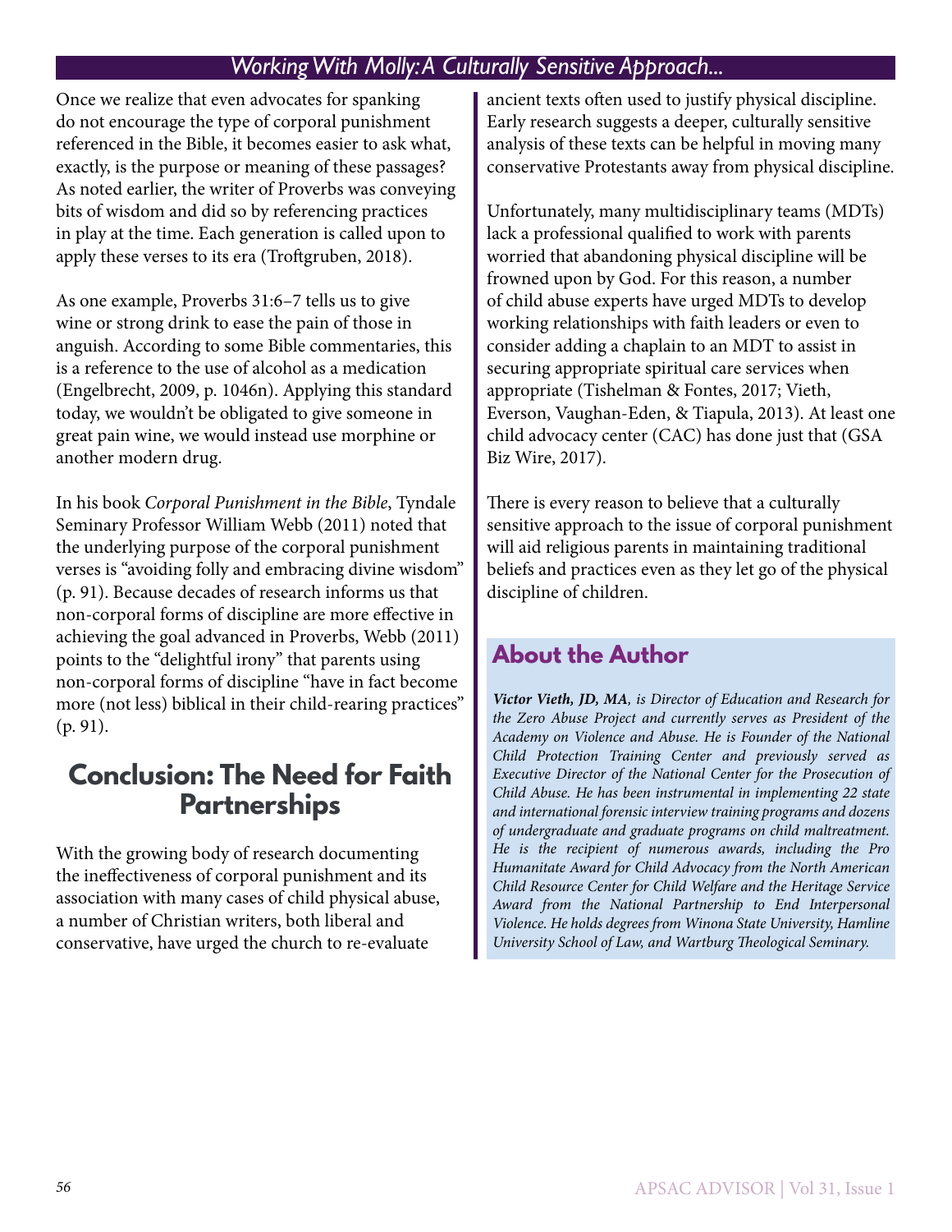Once we realize that even advocates for spanking do not encourage the type of corporal punishment referenced in the Bible, it becomes easier to ask what, exactly, is the purpose or meaning of these passages? As noted earlier, the writer of Proverbs was conveying bits of wisdom and did so by referencing practices in play at the time. Each generation is called upon to apply these verses to its era (Troftgruben, 2018).

As one example, Proverbs 31:6–7 tells us to give wine or strong drink to ease the pain of those in anguish. According to some Bible commentaries, this is a reference to the use of alcohol as a medication (Engelbrecht, 2009, p. 1046n). Applying this standard today, we wouldn't be obligated to give someone in great pain wine, we would instead use morphine or another modern drug.

In his book *Corporal Punishment in the Bible*, Tyndale Seminary Professor William Webb (2011) noted that the underlying purpose of the corporal punishment verses is "avoiding folly and embracing divine wisdom" (p. 91). Because decades of research informs us that non-corporal forms of discipline are more effective in achieving the goal advanced in Proverbs, Webb (2011) points to the "delightful irony" that parents using non-corporal forms of discipline "have in fact become more (not less) biblical in their child-rearing practices" (p. 91).

## Conclusion: The Need for Faith Partnerships

With the growing body of research documenting the ineffectiveness of corporal punishment and its association with many cases of child physical abuse, a number of Christian writers, both liberal and conservative, have urged the church to re-evaluate ancient texts often used to justify physical discipline. Early research suggests a deeper, culturally sensitive analysis of these texts can be helpful in moving many conservative Protestants away from physical discipline.

Unfortunately, many multidisciplinary teams (MDTs) lack a professional qualified to work with parents worried that abandoning physical discipline will be frowned upon by God. For this reason, a number of child abuse experts have urged MDTs to develop working relationships with faith leaders or even to consider adding a chaplain to an MDT to assist in securing appropriate spiritual care services when appropriate (Tishelman & Fontes, 2017; Vieth, Everson, Vaughan-Eden, & Tiapula, 2013). At least one child advocacy center (CAC) has done just that (GSA Biz Wire, 2017).

There is every reason to believe that a culturally sensitive approach to the issue of corporal punishment will aid religious parents in maintaining traditional beliefs and practices even as they let go of the physical discipline of children.

## About the Author

***Victor Vieth, JD, MA**, is Director of Education and Research for the Zero Abuse Project and currently serves as President of the Academy on Violence and Abuse. He is Founder of the National Child Protection Training Center and previously served as Executive Director of the National Center for the Prosecution of Child Abuse. He has been instrumental in implementing 22 state and international forensic interview training programs and dozens of undergraduate and graduate programs on child maltreatment. He is the recipient of numerous awards, including the Pro Humanitate Award for Child Advocacy from the North American Child Resource Center for Child Welfare and the Heritage Service Award from the National Partnership to End Interpersonal Violence. He holds degrees from Winona State University, Hamline University School of Law, and Wartburg Theological Seminary.*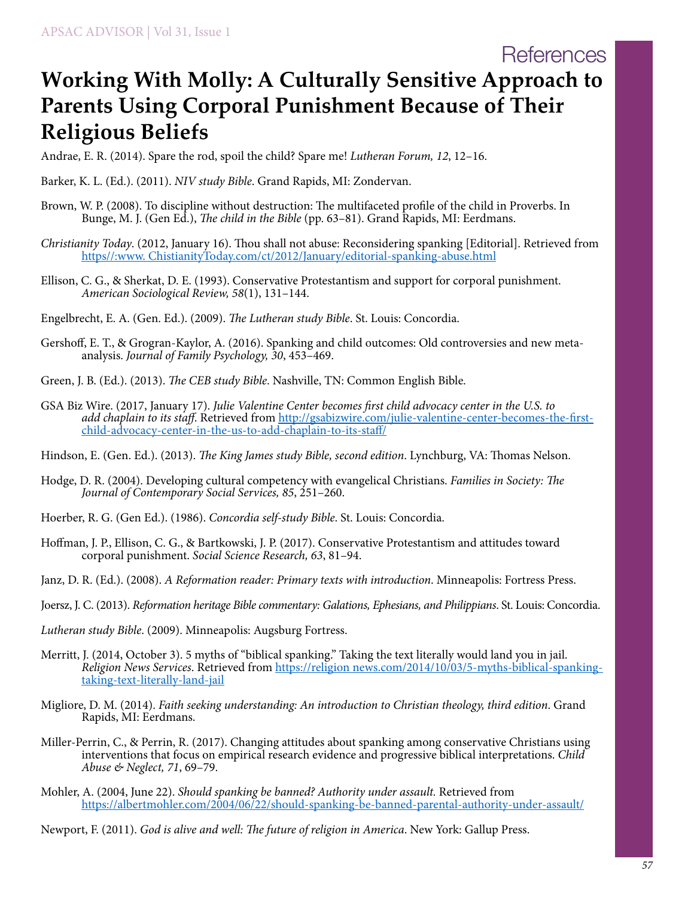# References

## Working With Molly: A Culturally Sensitive Approach to Parents Using Corporal Punishment Because of Their Religious Beliefs

Andrae, E. R. (2014). Spare the rod, spoil the child? Spare me! *Lutheran Forum, 12*, 12–16.

Barker, K. L. (Ed.). (2011). *NIV study Bible*. Grand Rapids, MI: Zondervan.

Brown, W. P. (2008). To discipline without destruction: The multifaceted profile of the child in Proverbs. In Bunge, M. J. (Gen Ed.), *The child in the Bible* (pp. 63–81). Grand Rapids, MI: Eerdmans.

*Christianity Today*. (2012, January 16). Thou shall not abuse: Reconsidering spanking [Editorial]. Retrieved from https//:www. ChistianityToday.com/ct/2012/January/editorial-spanking-abuse.html

Ellison, C. G., & Sherkat, D. E. (1993). Conservative Protestantism and support for corporal punishment. *American Sociological Review, 58*(1), 131–144.

Engelbrecht, E. A. (Gen. Ed.). (2009). *The Lutheran study Bible*. St. Louis: Concordia.

Gershoff, E. T., & Grogran-Kaylor, A. (2016). Spanking and child outcomes: Old controversies and new meta-analysis. *Journal of Family Psychology, 30*, 453–469.

Green, J. B. (Ed.). (2013). *The CEB study Bible*. Nashville, TN: Common English Bible.

GSA Biz Wire. (2017, January 17). *Julie Valentine Center becomes first child advocacy center in the U.S. to add chaplain to its staff*. Retrieved from http://gsabizwire.com/julie-valentine-center-becomes-the-first-child-advocacy-center-in-the-us-to-add-chaplain-to-its-staff/

Hindson, E. (Gen. Ed.). (2013). *The King James study Bible, second edition*. Lynchburg, VA: Thomas Nelson.

Hodge, D. R. (2004). Developing cultural competency with evangelical Christians. *Families in Society: The Journal of Contemporary Social Services, 85*, 251–260.

Hoerber, R. G. (Gen Ed.). (1986). *Concordia self-study Bible*. St. Louis: Concordia.

Hoffman, J. P., Ellison, C. G., & Bartkowski, J. P. (2017). Conservative Protestantism and attitudes toward corporal punishment. *Social Science Research, 63*, 81–94.

Janz, D. R. (Ed.). (2008). *A Reformation reader: Primary texts with introduction*. Minneapolis: Fortress Press.

Joersz, J. C. (2013). *Reformation heritage Bible commentary: Galations, Ephesians, and Philippians*. St. Louis: Concordia.

*Lutheran study Bible*. (2009). Minneapolis: Augsburg Fortress.

Merritt, J. (2014, October 3). 5 myths of "biblical spanking." Taking the text literally would land you in jail. *Religion News Services*. Retrieved from https://religion news.com/2014/10/03/5-myths-biblical-spanking-taking-text-literally-land-jail

Migliore, D. M. (2014). *Faith seeking understanding: An introduction to Christian theology, third edition*. Grand Rapids, MI: Eerdmans.

Miller-Perrin, C., & Perrin, R. (2017). Changing attitudes about spanking among conservative Christians using interventions that focus on empirical research evidence and progressive biblical interpretations. *Child Abuse & Neglect, 71*, 69–79.

Mohler, A. (2004, June 22). *Should spanking be banned? Authority under assault.* Retrieved from https://albertmohler.com/2004/06/22/should-spanking-be-banned-parental-authority-under-assault/

Newport, F. (2011). *God is alive and well: The future of religion in America*. New York: Gallup Press.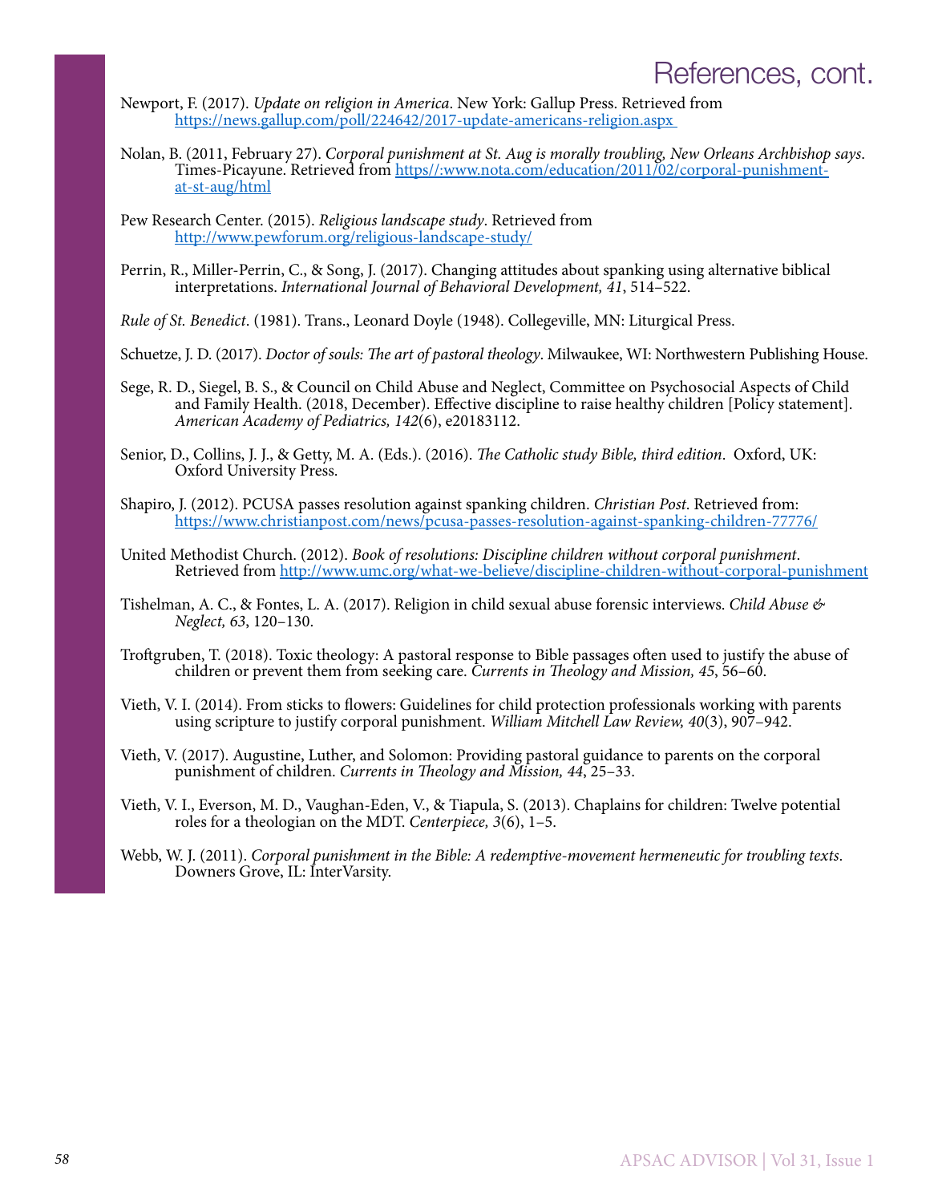# References, cont.

Newport, F. (2017). *Update on religion in America*. New York: Gallup Press. Retrieved from https://news.gallup.com/poll/224642/2017-update-americans-religion.aspx

Nolan, B. (2011, February 27). *Corporal punishment at St. Aug is morally troubling, New Orleans Archbishop says*. Times-Picayune. Retrieved from https//:www.nota.com/education/2011/02/corporal-punishment-at-st-aug/html

Pew Research Center. (2015). *Religious landscape study*. Retrieved from http://www.pewforum.org/religious-landscape-study/

Perrin, R., Miller-Perrin, C., & Song, J. (2017). Changing attitudes about spanking using alternative biblical interpretations. *International Journal of Behavioral Development, 41*, 514–522.

*Rule of St. Benedict*. (1981). Trans., Leonard Doyle (1948). Collegeville, MN: Liturgical Press.

Schuetze, J. D. (2017). *Doctor of souls: The art of pastoral theology*. Milwaukee, WI: Northwestern Publishing House.

Sege, R. D., Siegel, B. S., & Council on Child Abuse and Neglect, Committee on Psychosocial Aspects of Child and Family Health. (2018, December). Effective discipline to raise healthy children [Policy statement]. *American Academy of Pediatrics, 142*(6), e20183112.

Senior, D., Collins, J. J., & Getty, M. A. (Eds.). (2016). *The Catholic study Bible, third edition*. Oxford, UK: Oxford University Press.

Shapiro, J. (2012). PCUSA passes resolution against spanking children. *Christian Post*. Retrieved from: https://www.christianpost.com/news/pcusa-passes-resolution-against-spanking-children-77776/

United Methodist Church. (2012). *Book of resolutions: Discipline children without corporal punishment*. Retrieved from http://www.umc.org/what-we-believe/discipline-children-without-corporal-punishment

Tishelman, A. C., & Fontes, L. A. (2017). Religion in child sexual abuse forensic interviews. *Child Abuse & Neglect, 63*, 120–130.

Troftgruben, T. (2018). Toxic theology: A pastoral response to Bible passages often used to justify the abuse of children or prevent them from seeking care. *Currents in Theology and Mission, 45*, 56–60.

Vieth, V. I. (2014). From sticks to flowers: Guidelines for child protection professionals working with parents using scripture to justify corporal punishment. *William Mitchell Law Review, 40*(3), 907–942.

Vieth, V. (2017). Augustine, Luther, and Solomon: Providing pastoral guidance to parents on the corporal punishment of children. *Currents in Theology and Mission, 44*, 25–33.

Vieth, V. I., Everson, M. D., Vaughan-Eden, V., & Tiapula, S. (2013). Chaplains for children: Twelve potential roles for a theologian on the MDT. *Centerpiece, 3*(6), 1–5.

Webb, W. J. (2011). *Corporal punishment in the Bible: A redemptive-movement hermeneutic for troubling texts*. Downers Grove, IL: InterVarsity.